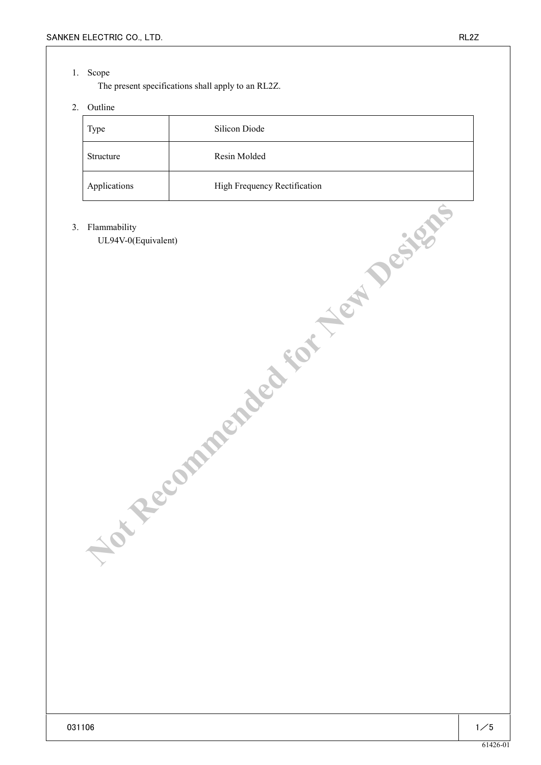1. Scope

   The present specifications shall apply to an RL2Z.

2. Outline

| Type | Silicon Diode |
|---|---|
| Structure | Resin Molded |
| Applications | High Frequency Rectification |

3. Flammability

   UL94V-0(Equivalent)

Not Recommended for New Designs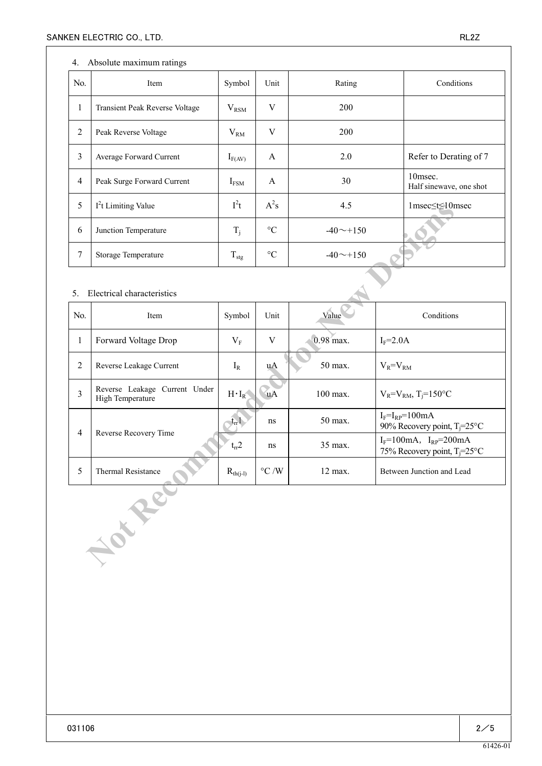## 4. Absolute maximum ratings

| No. | Item | Symbol | Unit | Rating | Conditions |
|---|---|---|---|---|---|
| 1 | Transient Peak Reverse Voltage | $V_{RSM}$ | V | 200 | |
| 2 | Peak Reverse Voltage | $V_{RM}$ | V | 200 | |
| 3 | Average Forward Current | $I_{F(AV)}$ | A | 2.0 | Refer to Derating of 7 |
| 4 | Peak Surge Forward Current | $I_{FSM}$ | A | 30 | 10msec. Half sinewave, one shot |
| 5 | $I^2t$ Limiting Value | $I^2t$ | $A^2s$ | 4.5 | 1msec≤t≤10msec |
| 6 | Junction Temperature | $T_j$ | °C | -40～+150 | |
| 7 | Storage Temperature | $T_{stg}$ | °C | -40～+150 | |

## 5. Electrical characteristics

| No. | Item | Symbol | Unit | Value | Conditions |
|---|---|---|---|---|---|
| 1 | Forward Voltage Drop | $V_F$ | V | 0.98 max. | $I_F$=2.0A |
| 2 | Reverse Leakage Current | $I_R$ | uA | 50 max. | $V_R$=$V_{RM}$ |
| 3 | Reverse Leakage Current Under High Temperature | $H \cdot I_R$ | uA | 100 max. | $V_R$=$V_{RM}$, $T_j$=150°C |
| 4 | Reverse Recovery Time | $t_{rr}1$ | ns | 50 max. | $I_F$=$I_{RP}$=100mA 90% Recovery point, $T_j$=25°C |
| | | $t_{rr}2$ | ns | 35 max. | $I_F$=100mA, $I_{RP}$=200mA 75% Recovery point, $T_j$=25°C |
| 5 | Thermal Resistance | $R_{th(j-l)}$ | °C /W | 12 max. | Between Junction and Lead |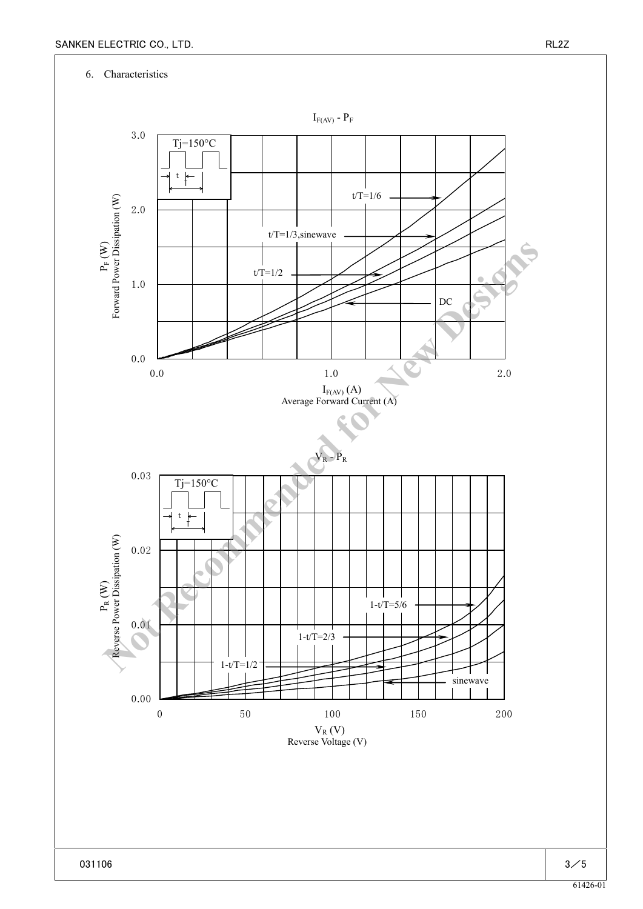6. Characteristics

$I_{F(AV)}$ - $P_F$

Tj=150°C

t/T=1/6

t/T=1/3,sinewave

t/T=1/2

DC

$P_F$ (W)
Forward Power Dissipation (W)

$I_{F(AV)}$ (A)
Average Forward Current (A)

$V_R$ - $P_R$

Tj=150°C

1-t/T=5/6

1-t/T=2/3

1-t/T=1/2

sinewave

$P_R$ (W)
Reverse Power Dissipation (W)

$V_R$ (V)
Reverse Voltage (V)

Not Recommended for New Designs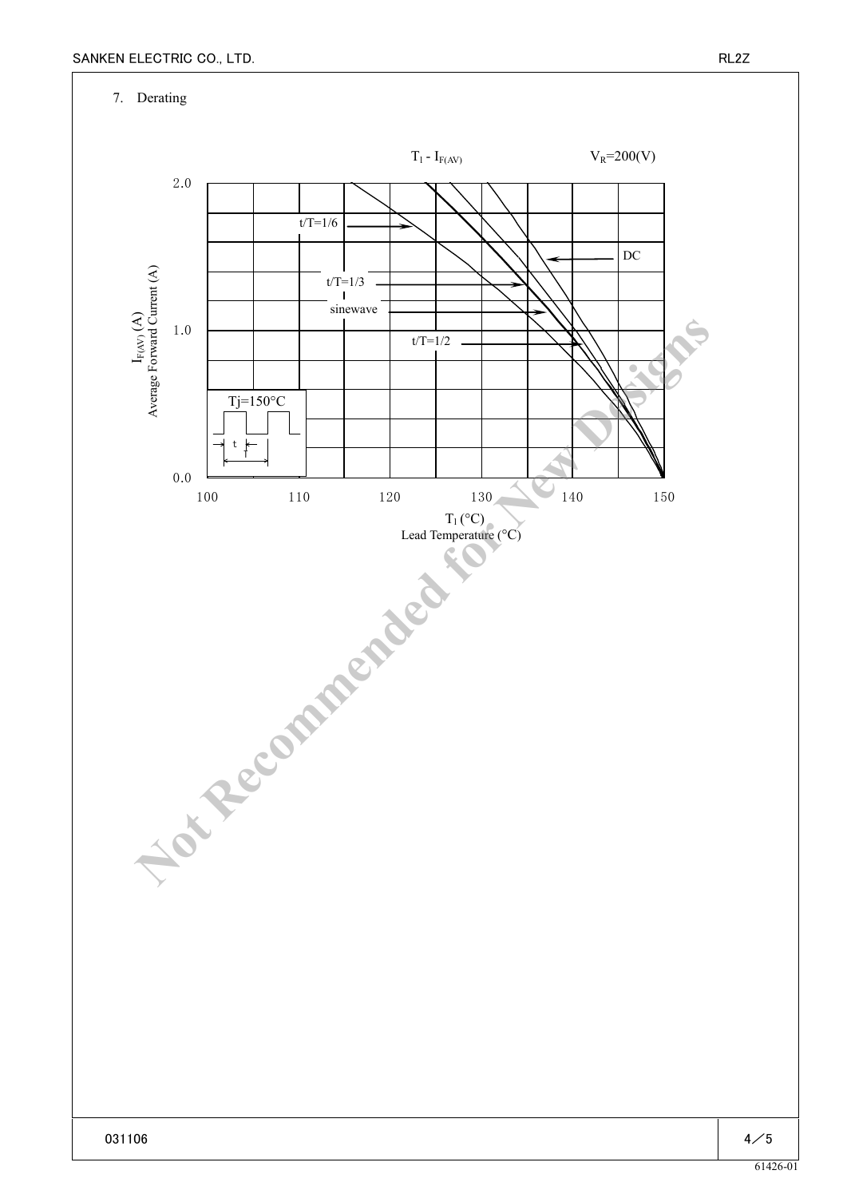7. Derating

$T_l$ - $I_{F(AV)}$ $V_R$=200(V)

$I_{F(AV)}$ (A)
Average Forward Current (A)

2.0
1.0
0.0

t/T=1/6
t/T=1/3
sinewave
t/T=1/2
DC

Tj=150°C

t
T

100 110 120 130 140 150

$T_l$ (°C)
Lead Temperature (°C)

Not Recommended for New Designs

031106

61426-01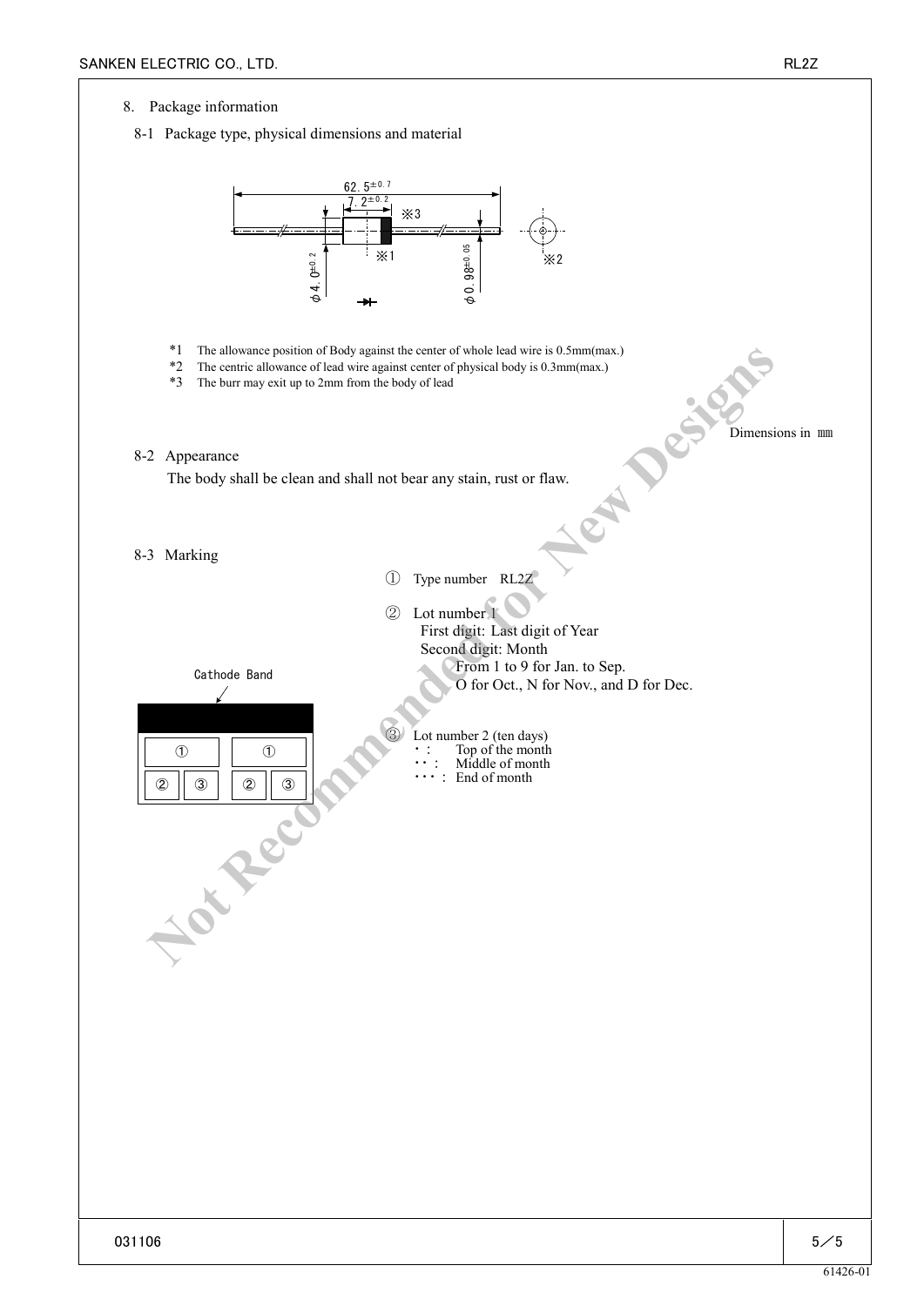## 8. Package information

### 8-1 Package type, physical dimensions and material

62.5±0.7

7.2±0.2

※3

※1

※2

φ4.0±0.2

φ0.98±0.05

*1 The allowance position of Body against the center of whole lead wire is 0.5mm(max.)
*2 The centric allowance of lead wire against center of physical body is 0.3mm(max.)
*3 The burr may exit up to 2mm from the body of lead

Dimensions in ㎜

### 8-2 Appearance

The body shall be clean and shall not bear any stain, rust or flaw.

### 8-3 Marking

Cathode Band

| ① | ① |
|---|---|
| ② ③ | ② ③ |

① Type number RL2Z

② Lot number 1
First digit: Last digit of Year
Second digit: Month
From 1 to 9 for Jan. to Sep.
O for Oct., N for Nov., and D for Dec.

③ Lot number 2 (ten days)
・ : Top of the month
・・ : Middle of month
・・・ : End of month

Not Recommended for New Designs

031106

61426-01